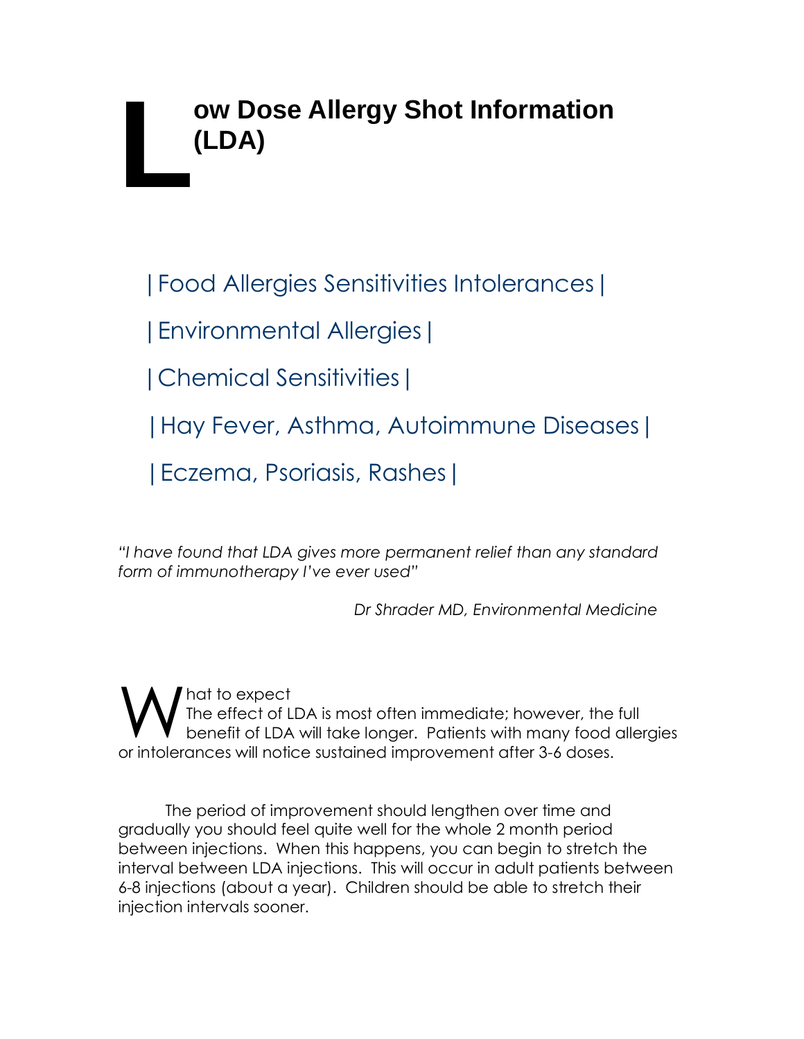# Low Dose Allergy Shot Information (LDA)

| Food Allergies Sensitivities Intolerances |

| Environmental Allergies |

| Chemical Sensitivities |

| Hay Fever, Asthma, Autoimmune Diseases |

| Eczema, Psoriasis, Rashes |

*"I have found that LDA gives more permanent relief than any standard form of immunotherapy I've ever used"*

*Dr Shrader MD, Environmental Medicine*

What to expect
The effect of LDA is most often immediate; however, the full benefit of LDA will take longer. Patients with many food allergies or intolerances will notice sustained improvement after 3-6 doses.

The period of improvement should lengthen over time and gradually you should feel quite well for the whole 2 month period between injections. When this happens, you can begin to stretch the interval between LDA injections. This will occur in adult patients between 6-8 injections (about a year). Children should be able to stretch their injection intervals sooner.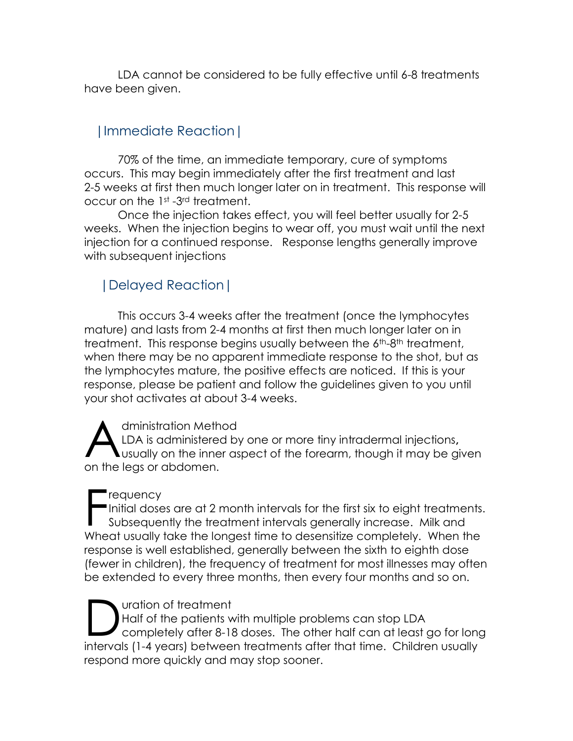LDA cannot be considered to be fully effective until 6-8 treatments have been given.

## |Immediate Reaction|

70% of the time, an immediate temporary, cure of symptoms occurs. This may begin immediately after the first treatment and last 2-5 weeks at first then much longer later on in treatment. This response will occur on the 1st -3rd treatment.

Once the injection takes effect, you will feel better usually for 2-5 weeks. When the injection begins to wear off, you must wait until the next injection for a continued response. Response lengths generally improve with subsequent injections

## |Delayed Reaction|

This occurs 3-4 weeks after the treatment (once the lymphocytes mature) and lasts from 2-4 months at first then much longer later on in treatment. This response begins usually between the 6th-8th treatment, when there may be no apparent immediate response to the shot, but as the lymphocytes mature, the positive effects are noticed. If this is your response, please be patient and follow the guidelines given to you until your shot activates at about 3-4 weeks.

### Administration Method

LDA is administered by one or more tiny intradermal injections**,** usually on the inner aspect of the forearm, though it may be given on the legs or abdomen.

### Frequency

Initial doses are at 2 month intervals for the first six to eight treatments. Subsequently the treatment intervals generally increase. Milk and Wheat usually take the longest time to desensitize completely. When the response is well established, generally between the sixth to eighth dose (fewer in children), the frequency of treatment for most illnesses may often be extended to every three months, then every four months and so on.

### Duration of treatment

Half of the patients with multiple problems can stop LDA completely after 8-18 doses. The other half can at least go for long intervals (1-4 years) between treatments after that time. Children usually respond more quickly and may stop sooner.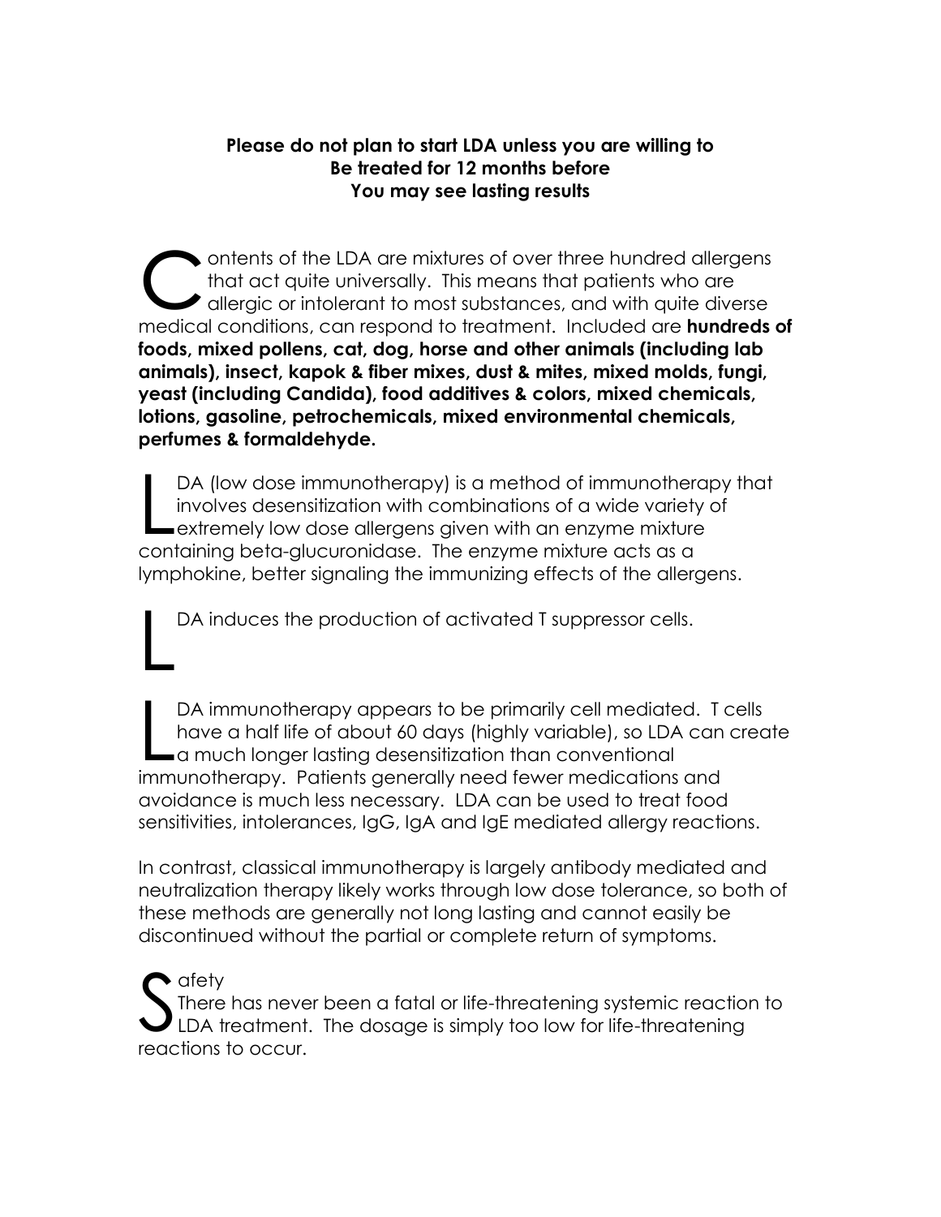**Please do not plan to start LDA unless you are willing to Be treated for 12 months before You may see lasting results**

Contents of the LDA are mixtures of over three hundred allergens that act quite universally. This means that patients who are allergic or intolerant to most substances, and with quite diverse medical conditions, can respond to treatment. Included are **hundreds of foods, mixed pollens, cat, dog, horse and other animals (including lab animals), insect, kapok & fiber mixes, dust & mites, mixed molds, fungi, yeast (including Candida), food additives & colors, mixed chemicals, lotions, gasoline, petrochemicals, mixed environmental chemicals, perfumes & formaldehyde.**

LDA (low dose immunotherapy) is a method of immunotherapy that involves desensitization with combinations of a wide variety of extremely low dose allergens given with an enzyme mixture containing beta-glucuronidase. The enzyme mixture acts as a lymphokine, better signaling the immunizing effects of the allergens.

LDA induces the production of activated T suppressor cells.

LDA immunotherapy appears to be primarily cell mediated. T cells have a half life of about 60 days (highly variable), so LDA can create a much longer lasting desensitization than conventional immunotherapy. Patients generally need fewer medications and avoidance is much less necessary. LDA can be used to treat food sensitivities, intolerances, IgG, IgA and IgE mediated allergy reactions.

In contrast, classical immunotherapy is largely antibody mediated and neutralization therapy likely works through low dose tolerance, so both of these methods are generally not long lasting and cannot easily be discontinued without the partial or complete return of symptoms.

Safety

There has never been a fatal or life-threatening systemic reaction to LDA treatment. The dosage is simply too low for life-threatening reactions to occur.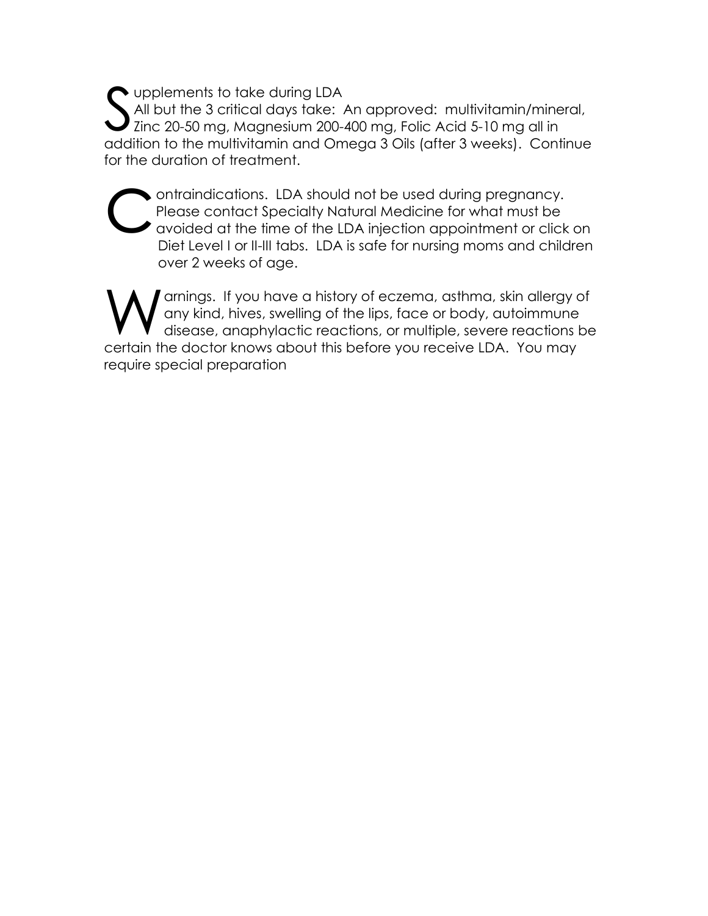Supplements to take during LDA
All but the 3 critical days take: An approved: multivitamin/mineral, Zinc 20-50 mg, Magnesium 200-400 mg, Folic Acid 5-10 mg all in addition to the multivitamin and Omega 3 Oils (after 3 weeks). Continue for the duration of treatment.

Contraindications. LDA should not be used during pregnancy. Please contact Specialty Natural Medicine for what must be avoided at the time of the LDA injection appointment or click on Diet Level I or II-III tabs. LDA is safe for nursing moms and children over 2 weeks of age.

Warnings. If you have a history of eczema, asthma, skin allergy of any kind, hives, swelling of the lips, face or body, autoimmune disease, anaphylactic reactions, or multiple, severe reactions be certain the doctor knows about this before you receive LDA. You may require special preparation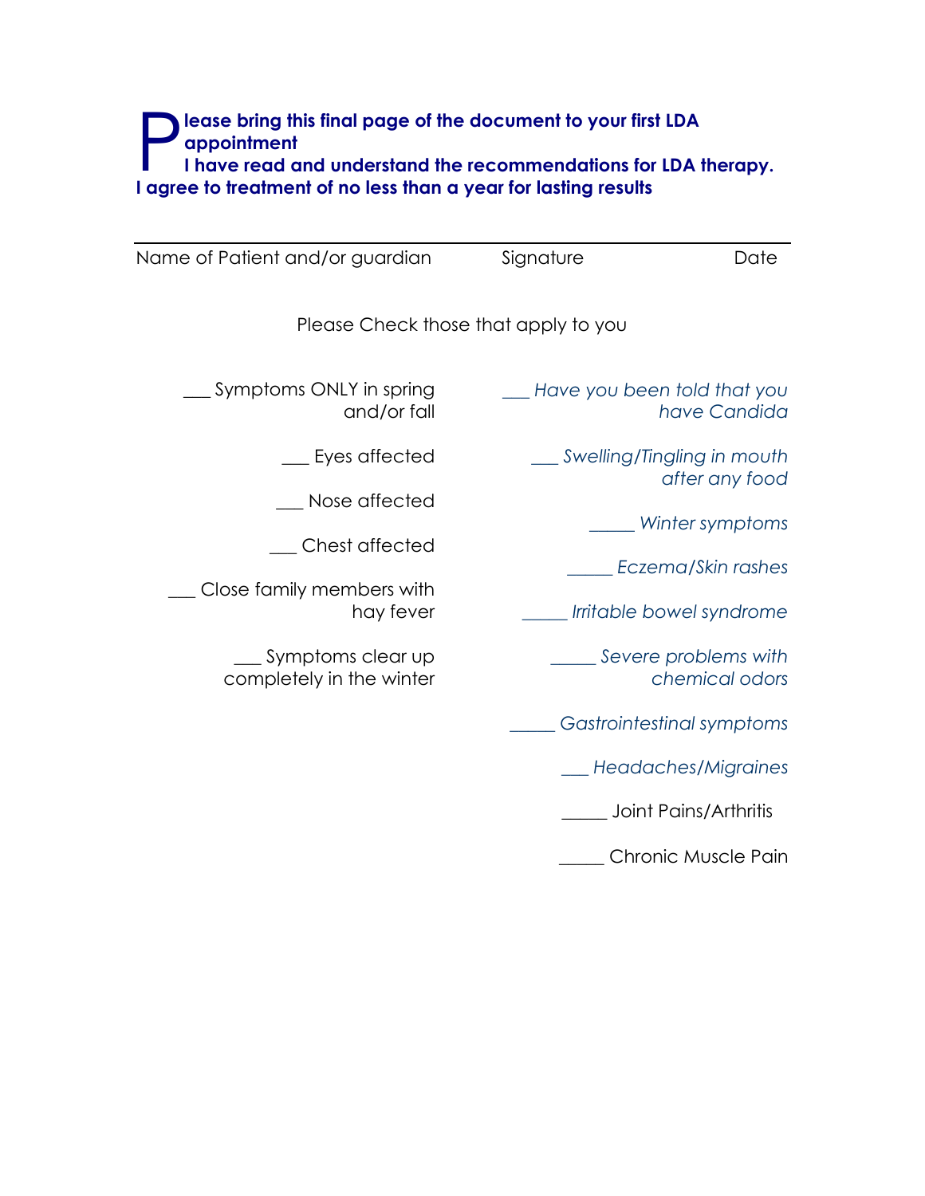**Please bring this final page of the document to your first LDA appointment**

**I have read and understand the recommendations for LDA therapy. I agree to treatment of no less than a year for lasting results**

| Name of Patient and/or guardian | Signature | Date |
|---|---|---|
| | | |

Please Check those that apply to you

___ Symptoms ONLY in spring and/or fall

___ Eyes affected

___ Nose affected

___ Chest affected

___ Close family members with hay fever

___ Symptoms clear up completely in the winter

*___ Have you been told that you have Candida*

*___ Swelling/Tingling in mouth after any food*

*_____ Winter symptoms*

*_____ Eczema/Skin rashes*

*_____ Irritable bowel syndrome*

*_____ Severe problems with chemical odors*

*_____ Gastrointestinal symptoms*

*___ Headaches/Migraines*

_____ Joint Pains/Arthritis

_____ Chronic Muscle Pain